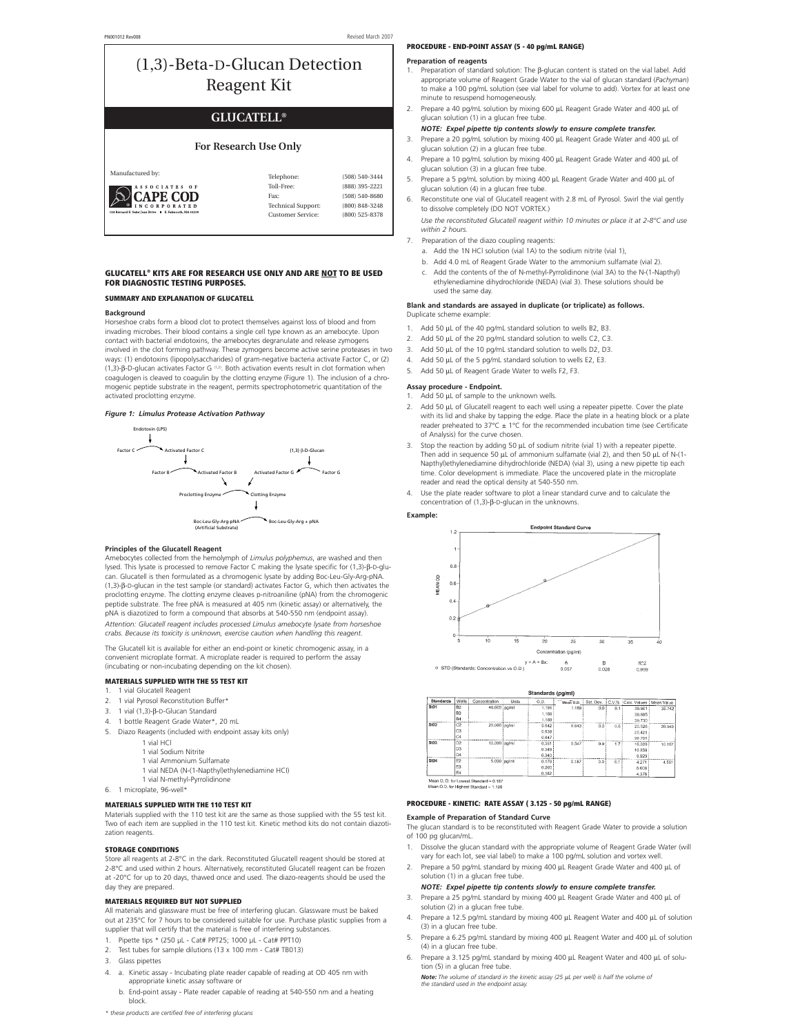# (1,3)-Beta-D-Glucan Detection Reagent Kit

## GLUCATELL®

### For Research Use Only

Manufactured by:

ASSOCIATES OF CAPE COD INCORPORATED
124 Bernard E. Saint Jean Drive • E. Falmouth, MA 02536

| | |
|---|---|
| Telephone: | (508) 540-3444 |
| Toll-Free: | (888) 395-2221 |
| Fax: | (508) 540-8680 |
| Technical Support: | (800) 848-3248 |
| Customer Service: | (800) 525-8378 |

### GLUCATELL® KITS ARE FOR RESEARCH USE ONLY AND ARE NOT TO BE USED FOR DIAGNOSTIC TESTING PURPOSES.

### SUMMARY AND EXPLANATION OF GLUCATELL

**Background**

Horseshoe crabs form a blood clot to protect themselves against loss of blood and from invading microbes. Their blood contains a single cell type known as an amebocyte. Upon contact with bacterial endotoxins, the amebocytes degranulate and release zymogens involved in the clot forming pathway. These zymogens become active serine proteases in two ways: (1) endotoxins (lipopolysaccharides) of gram-negative bacteria activate Factor C, or (2) (1,3)-β-D-glucan activates Factor G [1,2]. Both activation events result in clot formation when coagulogen is cleaved to coagulin by the clotting enzyme (Figure 1). The inclusion of a chromogenic peptide substrate in the reagent, permits spectrophotometric quantitation of the activated proclotting enzyme.

*Figure 1: Limulus Protease Activation Pathway*

Endotoxin (LPS) → Factor C → Activated Factor C → Factor B → Activated Factor B; (1,3) β-D-Glucan → Factor G → Activated Factor G; Proclotting Enzyme → Clotting Enzyme; Boc-Leu-Gly-Arg-pNA (Artificial Substrate) → Boc-Leu-Gly-Arg + pNA

**Principles of the Glucatell Reagent**

Amebocytes collected from the hemolymph of *Limulus polyphemus*, are washed and then lysed. This lysate is processed to remove Factor C making the lysate specific for (1,3)-β-D-glucan. Glucatell is then formulated as a chromogenic lysate by adding Boc-Leu-Gly-Arg-pNA. (1,3)-β-D-glucan in the test sample (or standard) activates Factor G, which then activates the proclotting enzyme. The clotting enzyme cleaves p-nitroaniline (pNA) from the chromogenic peptide substrate. The free pNA is measured at 405 nm (kinetic assay) or alternatively, the pNA is diazotized to form a compound that absorbs at 540-550 nm (endpoint assay).

*Attention: Glucatell reagent includes processed Limulus amebocyte lysate from horseshoe crabs. Because its toxicity is unknown, exercise caution when handling this reagent.*

The Glucatell kit is available for either an end-point or kinetic chromogenic assay, in a convenient microplate format. A microplate reader is required to perform the assay (incubating or non-incubating depending on the kit chosen).

### MATERIALS SUPPLIED WITH THE 55 TEST KIT

1. 1 vial Glucatell Reagent
2. 1 vial Pyrosol Reconstitution Buffer*
3. 1 vial (1,3)-β-D-Glucan Standard
4. 1 bottle Reagent Grade Water*, 20 mL
5. Diazo Reagents (included with endpoint assay kits only)
   - 1 vial HCl
   - 1 vial Sodium Nitrite
   - 1 vial Ammonium Sulfamate
   - 1 vial NEDA (N-(1-Napthyl)ethylenediamine HCl)
   - 1 vial N-methyl-Pyrrolidinone
6. 1 microplate, 96-well*

### MATERIALS SUPPLIED WITH THE 110 TEST KIT

Materials supplied with the 110 test kit are the same as those supplied with the 55 test kit. Two of each item are supplied in the 110 test kit. Kinetic method kits do not contain diazotization reagents.

### STORAGE CONDITIONS

Store all reagents at 2-8°C in the dark. Reconstituted Glucatell reagent should be stored at 2-8°C and used within 2 hours. Alternatively, reconstituted Glucatell reagent can be frozen at -20°C for up to 20 days, thawed once and used. The diazo-reagents should be used the day they are prepared.

### MATERIALS REQUIRED BUT NOT SUPPLIED

All materials and glassware must be free of interfering glucan. Glassware must be baked out at 235°C for 7 hours to be considered suitable for use. Purchase plastic supplies from a supplier that will certify that the material is free of interfering substances.

1. Pipette tips * (250 µL - Cat# PPT25; 1000 µL - Cat# PPT10)
2. Test tubes for sample dilutions (13 x 100 mm - Cat# TB013)
3. Glass pipettes
4. a. Kinetic assay - Incubating plate reader capable of reading at OD 405 nm with appropriate kinetic assay software or
   b. End-point assay - Plate reader capable of reading at 540-550 nm and a heating block.

\* these products are certified free of interfering glucans

### PROCEDURE - END-POINT ASSAY (5 - 40 pg/mL RANGE)

**Preparation of reagents**

1. Preparation of standard solution: The β-glucan content is stated on the vial label. Add appropriate volume of Reagent Grade Water to the vial of glucan standard (*Pachyman*) to make a 100 pg/mL solution (see vial label for volume to add). Vortex for at least one minute to resuspend homogeneously.
2. Prepare a 40 pg/mL solution by mixing 600 µL Reagent Grade Water and 400 µL of glucan solution (1) in a glucan free tube.
   ***NOTE: Expel pipette tip contents slowly to ensure complete transfer.***
3. Prepare a 20 pg/mL solution by mixing 400 µL Reagent Grade Water and 400 µL of glucan solution (2) in a glucan free tube.
4. Prepare a 10 pg/mL solution by mixing 400 µL Reagent Grade Water and 400 µL of glucan solution (3) in a glucan free tube.
5. Prepare a 5 pg/mL solution by mixing 400 µL Reagent Grade Water and 400 µL of glucan solution (4) in a glucan free tube.
6. Reconstitute one vial of Glucatell reagent with 2.8 mL of Pyrosol. Swirl the vial gently to dissolve completely (DO NOT VORTEX.)
   *Use the reconstituted Glucatell reagent within 10 minutes or place it at 2-8°C and use within 2 hours.*
7. Preparation of the diazo coupling reagents:
   a. Add the 1N HCl solution (vial 1A) to the sodium nitrite (vial 1),
   b. Add 4.0 mL of Reagent Grade Water to the ammonium sulfamate (vial 2).
   c. Add the contents of the of N-methyl-Pyrrolidinone (vial 3A) to the N-(1-Napthyl) ethylenediamine dihydrochloride (NEDA) (vial 3). These solutions should be used the same day.

**Blank and standards are assayed in duplicate (or triplicate) as follows.**
Duplicate scheme example:

1. Add 50 µL of the 40 pg/mL standard solution to wells B2, B3.
2. Add 50 µL of the 20 pg/mL standard solution to wells C2, C3.
3. Add 50 µL of the 10 pg/mL standard solution to wells D2, D3.
4. Add 50 µL of the 5 pg/mL standard solution to wells E2, E3.
5. Add 50 µL of Reagent Grade Water to wells F2, F3.

**Assay procedure - Endpoint.**

1. Add 50 µL of sample to the unknown wells.
2. Add 50 µL of Glucatell reagent to each well using a repeater pipette. Cover the plate with its lid and shake by tapping the edge. Place the plate in a heating block or a plate reader preheated to 37°C ± 1°C for the recommended incubation time (see Certificate of Analysis) for the curve chosen.
3. Stop the reaction by adding 50 µL of sodium nitrite (vial 1) with a repeater pipette. Then add in sequence 50 µL of ammonium sulfamate (vial 2), and then 50 µL of N-(1-Napthyl)ethylenediamine dihydrochloride (NEDA) (vial 3), using a new pipette tip each time. Color development is immediate. Place the uncovered plate in the microplate reader and read the optical density at 540-550 nm.
4. Use the plate reader software to plot a linear standard curve and to calculate the concentration of (1,3)-β-D-glucan in the unknowns.

**Example:**

Endpoint Standard Curve (MEAN OD vs. Concentration (pg/ml))

$y = A + Bx$: A = 0.057, B = 0.028, $R^2$ = 0.999

o STD (Standards: Concentration vs O.D.)

Standards (pg/ml)

| Standards | Wells | Concentration | Units | O.D. | Mean O.D. | Std. Dev. | C.V.% | Calc. Values | Mean Value |
|---|---|---|---|---|---|---|---|---|---|
| St01 | B2 | 40.000 | pg/ml | 1.191 | 1.189 | 0.0 | 0.1 | 39.861 | 39.742 |
| | B3 | | | 1.188 | | | | 39.695 | |
| | B4 | | | 1.188 | | | | 39.730 | |
| St02 | C2 | 20.000 | pg/ml | 0.642 | 0.643 | 0.0 | 0.6 | 20.526 | 20.549 |
| | C3 | | | 0.638 | | | | 20.421 | |
| | C4 | | | 0.647 | | | | 20.701 | |
| St03 | D2 | 10.000 | pg/ml | 0.351 | 0.347 | 0.0 | 1.7 | 10.309 | 10.157 |
| | D3 | | | 0.349 | | | | 10.259 | |
| | D4 | | | 0.340 | | | | 9.929 | |
| St04 | E2 | 5.000 | pg/ml | 0.170 | 0.187 | 0.0 | 6.1 | 4.271 | 4.551 |
| | E3 | | | 0.200 | | | | 5.008 | |
| | E4 | | | 0.182 | | | | 4.376 | |

Mean O.D. for Lowest Standard = 0.187
Mean O.D. for Highest Standard = 1.189

### PROCEDURE - KINETIC: RATE ASSAY ( 3.125 - 50 pg/mL RANGE)

**Example of Preparation of Standard Curve**

The glucan standard is to be reconstituted with Reagent Grade Water to provide a solution of 100 pg glucan/mL.

1. Dissolve the glucan standard with the appropriate volume of Reagent Grade Water (will vary for each lot, see vial label) to make a 100 pg/mL solution and vortex well.
2. Prepare a 50 pg/mL standard by mixing 400 µL Reagent Grade Water and 400 µL of solution (1) in a glucan free tube.
   ***NOTE: Expel pipette tip contents slowly to ensure complete transfer.***
3. Prepare a 25 pg/mL standard by mixing 400 µL Reagent Grade Water and 400 µL of solution (2) in a glucan free tube.
4. Prepare a 12.5 pg/mL standard by mixing 400 µL Reagent Water and 400 µL of solution (3) in a glucan free tube.
5. Prepare a 6.25 pg/mL standard by mixing 400 µL Reagent Water and 400 µL of solution (4) in a glucan free tube.
6. Prepare a 3.125 pg/mL standard by mixing 400 µL Reagent Water and 400 µL of solution (5) in a glucan free tube.
   ***Note:** The volume of standard in the kinetic assay (25 µL per well) is half the volume of the standard used in the endpoint assay.*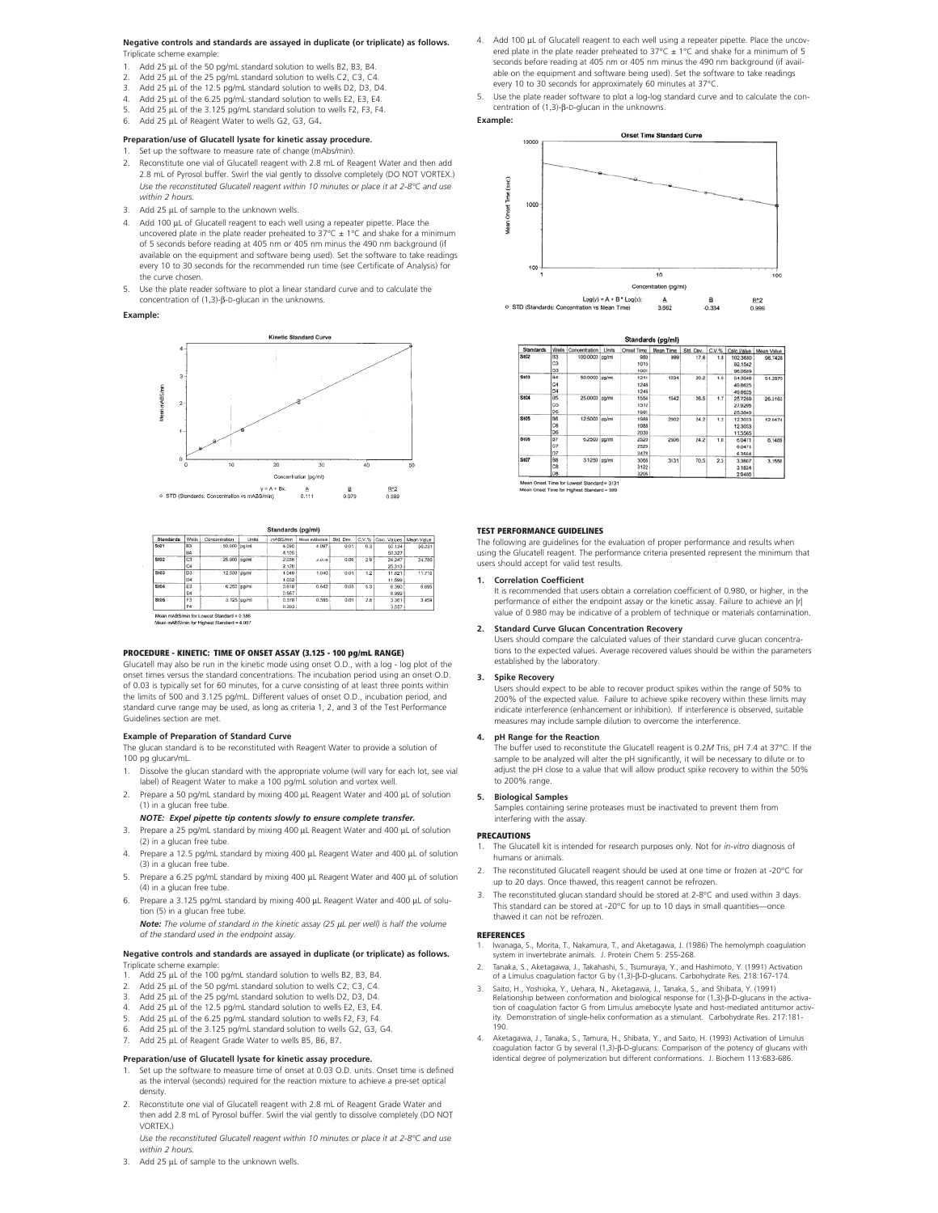**Negative controls and standards are assayed in duplicate (or triplicate) as follows.**
Triplicate scheme example:

1. Add 25 µL of the 50 pg/mL standard solution to wells B2, B3, B4.
2. Add 25 µL of the 25 pg/mL standard solution to wells C2, C3, C4.
3. Add 25 µL of the 12.5 pg/mL standard solution to wells D2, D3, D4.
4. Add 25 µL of the 6.25 pg/mL standard solution to wells E2, E3, E4.
5. Add 25 µL of the 3.125 pg/mL standard solution to wells F2, F3, F4.
6. Add 25 µL of Reagent Water to wells G2, G3, G4.

**Preparation/use of Glucatell lysate for kinetic assay procedure.**

1. Set up the software to measure rate of change (mAbs/min).
2. Reconstitute one vial of Glucatell reagent with 2.8 mL of Reagent Water and then add 2.8 mL of Pyrosol buffer. Swirl the vial gently to dissolve completely (DO NOT VORTEX.) *Use the reconstituted Glucatell reagent within 10 minutes or place it at 2-8°C and use within 2 hours.*
3. Add 25 µL of sample to the unknown wells.
4. Add 100 µL of Glucatell reagent to each well using a repeater pipette. Place the uncovered plate in the plate reader preheated to 37°C ± 1°C and shake for a minimum of 5 seconds before reading at 405 nm or 405 nm minus the 490 nm background (if available on the equipment and software being used). Set the software to take readings every 10 to 30 seconds for the recommended run time (see Certificate of Analysis) for the curve chosen.
5. Use the plate reader software to plot a linear standard curve and to calculate the concentration of (1,3)-β-D-glucan in the unknowns.

**Example:**

Kinetic Standard Curve

Mean mABS/min

Concentration (pg/ml)

y = A + Bx: A 0.111 B 0.079 R^2 0.999

o STD (Standards: Concentration vs mABS/min)

Standards (pg/ml)

| Standards | Wells | Concentration | Units | mABS/min | Mean mAbs/min | Std. Dev. | C.V.% | Calc. Values | Mean Value |
|---|---|---|---|---|---|---|---|---|---|
| St01 | B3 | 50.000 | pg/ml | 4.090 | 4.097 | 0.01 | 0.3 | 50.134 | 50.231 |
| | B4 | | | 4.105 | | | | 50.327 | |
| St02 | C3 | 25.000 | pg/ml | 2.036 | 2.078 | 0.06 | 2.9 | 24.247 | 24.780 |
| | C4 | | | 2.120 | | | | 25.313 | |
| St03 | D3 | 12.500 | pg/ml | 1.049 | 1.040 | 0.01 | 1.2 | 11.821 | 11.710 |
| | D4 | | | 1.032 | | | | 11.599 | |
| St04 | E3 | 6.250 | pg/ml | 0.618 | 0.642 | 0.03 | 5.3 | 6.390 | 6.695 |
| | E4 | | | 0.667 | | | | 6.999 | |
| St05 | F3 | 3.125 | pg/ml | 0.378 | 0.385 | 0.01 | 2.6 | 3.361 | 3.459 |
| | F4 | | | 0.393 | | | | 3.557 | |

Mean mABS/min for Lowest Standard = 0.386
Mean mABS/min for Highest Standard = 4.097

### PROCEDURE - KINETIC: TIME OF ONSET ASSAY (3.125 - 100 pg/mL RANGE)

Glucatell may also be run in the kinetic mode using onset O.D., with a log - log plot of the onset times versus the standard concentrations. The incubation period using an onset O.D. of 0.03 is typically set for 60 minutes, for a curve consisting of at least three points within the limits of 500 and 3.125 pg/mL. Different values of onset O.D., incubation period, and standard curve range may be used, as long as criteria 1, 2, and 3 of the Test Performance Guidelines section are met.

**Example of Preparation of Standard Curve**

The glucan standard is to be reconstituted with Reagent Water to provide a solution of 100 pg glucan/mL.

1. Dissolve the glucan standard with the appropriate volume (will vary for each lot, see vial label) of Reagent Water to make a 100 pg/mL solution and vortex well.
2. Prepare a 50 pg/mL standard by mixing 400 µL Reagent Water and 400 µL of solution (1) in a glucan free tube.

   ***NOTE: Expel pipette tip contents slowly to ensure complete transfer.***
3. Prepare a 25 pg/mL standard by mixing 400 µL Reagent Water and 400 µL of solution (2) in a glucan free tube.
4. Prepare a 12.5 pg/mL standard by mixing 400 µL Reagent Water and 400 µL of solution (3) in a glucan free tube.
5. Prepare a 6.25 pg/mL standard by mixing 400 µL Reagent Water and 400 µL of solution (4) in a glucan free tube.
6. Prepare a 3.125 pg/mL standard by mixing 400 µL Reagent Water and 400 µL of solution (5) in a glucan free tube.

   ***Note:** The volume of standard in the kinetic assay (25 µL per well) is half the volume of the standard used in the endpoint assay.*

**Negative controls and standards are assayed in duplicate (or triplicate) as follows.**
Triplicate scheme example:

1. Add 25 µL of the 100 pg/mL standard solution to wells B2, B3, B4.
2. Add 25 µL of the 50 pg/mL standard solution to wells C2, C3, C4.
3. Add 25 µL of the 25 pg/mL standard solution to wells D2, D3, D4.
4. Add 25 µL of the 12.5 pg/mL standard solution to wells E2, E3, E4.
5. Add 25 µL of the 6.25 pg/mL standard solution to wells F2, F3, F4.
6. Add 25 µL of the 3.125 pg/mL standard solution to wells G2, G3, G4.
7. Add 25 µL of Reagent Grade Water to wells B5, B6, B7.

**Preparation/use of Glucatell lysate for kinetic assay procedure.**

1. Set up the software to measure time of onset at 0.03 O.D. units. Onset time is defined as the interval (seconds) required for the reaction mixture to achieve a pre-set optical density.
2. Reconstitute one vial of Glucatell reagent with 2.8 mL of Reagent Grade Water and then add 2.8 mL of Pyrosol buffer. Swirl the vial gently to dissolve completely (DO NOT VORTEX.)

   *Use the reconstituted Glucatell reagent within 10 minutes or place it at 2-8°C and use within 2 hours.*
3. Add 25 µL of sample to the unknown wells.
4. Add 100 µL of Glucatell reagent to each well using a repeater pipette. Place the uncovered plate in the plate reader preheated to 37°C ± 1°C and shake for a minimum of 5 seconds before reading at 405 nm or 405 nm minus the 490 nm background (if available on the equipment and software being used). Set the software to take readings every 10 to 30 seconds for approximately 60 minutes at 37°C.
5. Use the plate reader software to plot a log-log standard curve and to calculate the concentration of (1,3)-β-D-glucan in the unknowns.

**Example:**

Onset Time Standard Curve

Mean Onset Time (sec)

Concentration (pg/ml)

Log(y) = A + B * Log(x): A 3.562 B -0.334 R^2 0.999

o STD (Standards: Concentration vs Mean Time)

Standards (pg/ml)

| Standards | Wells | Concentration | Units | Onset Time | Mean Time | Std. Dev. | C.V.% | Calc Value | Mean Value |
|---|---|---|---|---|---|---|---|---|---|
| St02 | B3 | 100.0000 | pg/ml | 980 | 999 | 17.6 | 1.8 | 102.3680 | 96.7428 |
| | C3 | | | 1015 | | | | 92.1542 | |
| | D3 | | | 1001 | | | | 96.0589 | |
| St03 | B4 | 50.0000 | pg/ml | 1211 | 1234 | 20.2 | 1.6 | 54.3046 | 51.2875 |
| | C4 | | | 1246 | | | | 49.8625 | |
| | D4 | | | 1246 | | | | 49.8625 | |
| St04 | B5 | 25.0000 | pg/ml | 1554 | 1542 | 35.5 | 1.7 | 25.7289 | 26.3163 |
| | C5 | | | 1512 | | | | 27.9295 | |
| | D5 | | | 1591 | | | | 25.3049 | |
| St05 | B6 | 12.5000 | pg/ml | 1988 | 2002 | 24.2 | 1.2 | 12.3003 | 12.0474 |
| | C6 | | | 1988 | | | | 12.3003 | |
| | D6 | | | 2030 | | | | 11.5565 | |
| St06 | B7 | 6.2500 | pg/ml | 2529 | 2506 | 24.2 | 1.0 | 6.0471 | 6.1485 |
| | C7 | | | 2529 | | | | 6.0471 | |
| | D7 | | | 2478 | | | | 6.3464 | |
| St07 | B8 | 3.1250 | pg/ml | 3066 | 3131 | 70.5 | 2.3 | 3.3607 | 3.1556 |
| | C8 | | | 3122 | | | | 3.1884 | |
| | D8 | | | 3206 | | | | 2.9460 | |

Mean Onset Time for Lowest Standard = 3131
Mean Onset Time for Highest Standard = 999

### TEST PERFORMANCE GUIDELINES

The following are guidelines for the evaluation of proper performance and results when using the Glucatell reagent. The performance criteria presented represent the minimum that users should accept for valid test results.

1. **Correlation Coefficient**

   It is recommended that users obtain a correlation coefficient of 0.980, or higher, in the performance of either the endpoint assay or the kinetic assay. Failure to achieve an |r| value of 0.980 may be indicative of a problem of technique or materials contamination.
2. **Standard Curve Glucan Concentration Recovery**

   Users should compare the calculated values of their standard curve glucan concentrations to the expected values. Average recovered values should be within the parameters established by the laboratory.
3. **Spike Recovery**

   Users should expect to be able to recover product spikes within the range of 50% to 200% of the expected value. Failure to achieve spike recovery within these limits may indicate interference (enhancement or inhibition). If interference is observed, suitable measures may include sample dilution to overcome the interference.
4. **pH Range for the Reaction**

   The buffer used to reconstitute the Glucatell reagent is 0.2*M* Tris, pH 7.4 at 37°C. If the sample to be analyzed will alter the pH significantly, it will be necessary to dilute or to adjust the pH close to a value that will allow product spike recovery to within the 50% to 200% range.
5. **Biological Samples**

   Samples containing serine proteases must be inactivated to prevent them from interfering with the assay.

### PRECAUTIONS

1. The Glucatell kit is intended for research purposes only. Not for *in-vitro* diagnosis of humans or animals.
2. The reconstituted Glucatell reagent should be used at one time or frozen at -20°C for up to 20 days. Once thawed, this reagent cannot be refrozen.
3. The reconstituted glucan standard should be stored at 2-8°C and used within 3 days. This standard can be stored at -20°C for up to 10 days in small quantities—once thawed it can not be refrozen.

### REFERENCES

1. Iwanaga, S., Morita, T., Nakamura, T., and Aketagawa, J. (1986) The hemolymph coagulation system in invertebrate animals. J. Protein Chem 5: 255-268.
2. Tanaka, S., Aketagawa, J., Takahashi, S., Tsumuraya, Y., and Hashimoto, Y. (1991) Activation of a Limulus coagulation factor G by (1,3)-β-D-glucans. Carbohydrate Res. 218:167-174.
3. Saito, H., Yoshioka, Y., Uehara, N., Aketagawa, J., Tanaka, S., and Shibata, Y. (1991) Relationship between conformation and biological response for (1,3)-β-D-glucans in the activation of coagulation factor G from Limulus amebocyte lysate and host-mediated antitumor activity. Demonstration of single-helix conformation as a stimulant. Carbohydrate Res. 217:181-190.
4. Aketagawa, J., Tanaka, S., Tamura, H., Shibata, Y., and Saito, H. (1993) Activation of Limulus coagulation factor G by several (1,3)-β-D-glucans: Comparison of the potency of glucans with identical degree of polymerization but different conformations. J. Biochem 113:683-686.